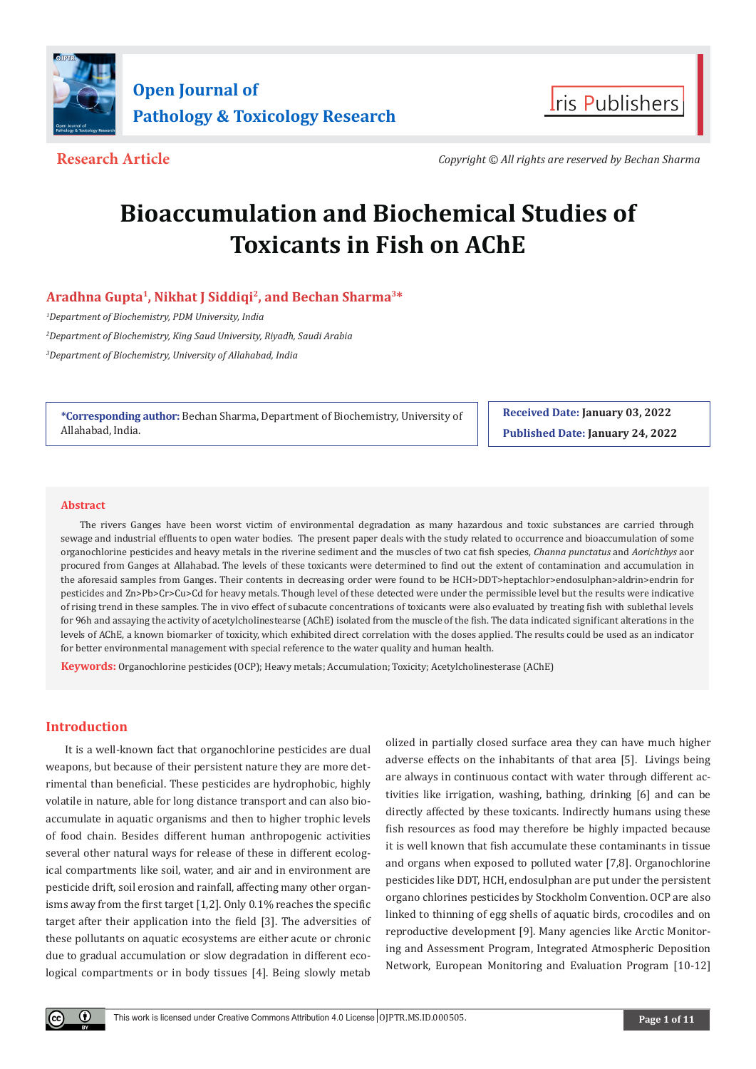Research Article

Copyright © All rights are reserved by Bechan Sharma

# Bioaccumulation and Biochemical Studies of Toxicants in Fish on AChE

**Aradhna Gupta[1], Nikhat J Siddiqi[2], and Bechan Sharma[3]***

[1]Department of Biochemistry, PDM University, India

[2]Department of Biochemistry, King Saud University, Riyadh, Saudi Arabia

[3]Department of Biochemistry, University of Allahabad, India

***Corresponding author:** Bechan Sharma, Department of Biochemistry, University of Allahabad, India.

**Received Date:** January 03, 2022

**Published Date:** January 24, 2022

## Abstract

The rivers Ganges have been worst victim of environmental degradation as many hazardous and toxic substances are carried through sewage and industrial effluents to open water bodies. The present paper deals with the study related to occurrence and bioaccumulation of some organochlorine pesticides and heavy metals in the riverine sediment and the muscles of two cat fish species, *Channa punctatus* and *Aorichthys* aor procured from Ganges at Allahabad. The levels of these toxicants were determined to find out the extent of contamination and accumulation in the aforesaid samples from Ganges. Their contents in decreasing order were found to be HCH>DDT>heptachlor>endosulphan>aldrin>endrin for pesticides and Zn>Pb>Cr>Cu>Cd for heavy metals. Though level of these detected were under the permissible level but the results were indicative of rising trend in these samples. The in vivo effect of subacute concentrations of toxicants were also evaluated by treating fish with sublethal levels for 96h and assaying the activity of acetylcholinestearse (AChE) isolated from the muscle of the fish. The data indicated significant alterations in the levels of AChE, a known biomarker of toxicity, which exhibited direct correlation with the doses applied. The results could be used as an indicator for better environmental management with special reference to the water quality and human health.

**Keywords:** Organochlorine pesticides (OCP); Heavy metals; Accumulation; Toxicity; Acetylcholinesterase (AChE)

## Introduction

It is a well-known fact that organochlorine pesticides are dual weapons, but because of their persistent nature they are more detrimental than beneficial. These pesticides are hydrophobic, highly volatile in nature, able for long distance transport and can also bioaccumulate in aquatic organisms and then to higher trophic levels of food chain. Besides different human anthropogenic activities several other natural ways for release of these in different ecological compartments like soil, water, and air and in environment are pesticide drift, soil erosion and rainfall, affecting many other organisms away from the first target [1,2]. Only 0.1% reaches the specific target after their application into the field [3]. The adversities of these pollutants on aquatic ecosystems are either acute or chronic due to gradual accumulation or slow degradation in different ecological compartments or in body tissues [4]. Being slowly metabolized in partially closed surface area they can have much higher adverse effects on the inhabitants of that area [5]. Livings being are always in continuous contact with water through different activities like irrigation, washing, bathing, drinking [6] and can be directly affected by these toxicants. Indirectly humans using these fish resources as food may therefore be highly impacted because it is well known that fish accumulate these contaminants in tissue and organs when exposed to polluted water [7,8]. Organochlorine pesticides like DDT, HCH, endosulphan are put under the persistent organo chlorines pesticides by Stockholm Convention. OCP are also linked to thinning of egg shells of aquatic birds, crocodiles and on reproductive development [9]. Many agencies like Arctic Monitoring and Assessment Program, Integrated Atmospheric Deposition Network, European Monitoring and Evaluation Program [10-12]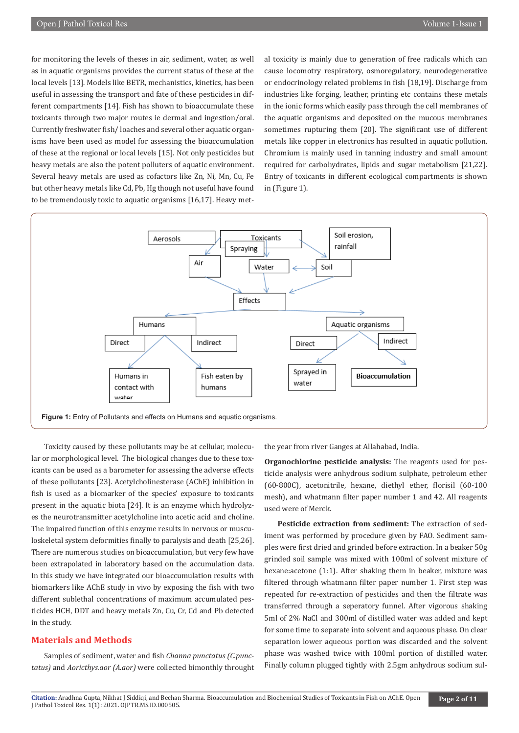for monitoring the levels of theses in air, sediment, water, as well as in aquatic organisms provides the current status of these at the local levels [13]. Models like BETR, mechanistics, kinetics, has been useful in assessing the transport and fate of these pesticides in different compartments [14]. Fish has shown to bioaccumulate these toxicants through two major routes ie dermal and ingestion/oral. Currently freshwater fish/ loaches and several other aquatic organisms have been used as model for assessing the bioaccumulation of these at the regional or local levels [15]. Not only pesticides but heavy metals are also the potent polluters of aquatic environment. Several heavy metals are used as cofactors like Zn, Ni, Mn, Cu, Fe but other heavy metals like Cd, Pb, Hg though not useful have found to be tremendously toxic to aquatic organisms [16,17]. Heavy metal toxicity is mainly due to generation of free radicals which can cause locomotry respiratory, osmoregulatory, neurodegenerative or endocrinology related problems in fish [18,19]. Discharge from industries like forging, leather, printing etc contains these metals in the ionic forms which easily pass through the cell membranes of the aquatic organisms and deposited on the mucous membranes sometimes rupturing them [20]. The significant use of different metals like copper in electronics has resulted in aquatic pollution. Chromium is mainly used in tanning industry and small amount required for carbohydrates, lipids and sugar metabolism [21,22]. Entry of toxicants in different ecological compartments is shown in (Figure 1).

Aerosols
Toxicants
Spraying
Soil erosion, rainfall
Air
Water
Soil
Effects
Humans
Aquatic organisms
Direct
Indirect
Direct
Indirect
Humans in contact with water
Fish eaten by humans
Sprayed in water
Bioaccumulation

**Figure 1:** Entry of Pollutants and effects on Humans and aquatic organisms.

Toxicity caused by these pollutants may be at cellular, molecular or morphological level. The biological changes due to these toxicants can be used as a barometer for assessing the adverse effects of these pollutants [23]. Acetylcholinesterase (AChE) inhibition in fish is used as a biomarker of the species' exposure to toxicants present in the aquatic biota [24]. It is an enzyme which hydrolyzes the neurotransmitter acetylcholine into acetic acid and choline. The impaired function of this enzyme results in nervous or musculoskeletal system deformities finally to paralysis and death [25,26]. There are numerous studies on bioaccumulation, but very few have been extrapolated in laboratory based on the accumulation data. In this study we have integrated our bioaccumulation results with biomarkers like AChE study in vivo by exposing the fish with two different sublethal concentrations of maximum accumulated pesticides HCH, DDT and heavy metals Zn, Cu, Cr, Cd and Pb detected in the study.

## Materials and Methods

Samples of sediment, water and fish *Channa punctatus (C.punctatus)* and *Aoricthys.aor (A.aor)* were collected bimonthly throught the year from river Ganges at Allahabad, India.

**Organochlorine pesticide analysis:** The reagents used for pesticide analysis were anhydrous sodium sulphate, petroleum ether (60-800C), acetonitrile, hexane, diethyl ether, florisil (60-100 mesh), and whatmann filter paper number 1 and 42. All reagents used were of Merck.

**Pesticide extraction from sediment:** The extraction of sediment was performed by procedure given by FAO. Sediment samples were first dried and grinded before extraction. In a beaker 50g grinded soil sample was mixed with 100ml of solvent mixture of hexane:acetone (1:1). After shaking them in beaker, mixture was filtered through whatmann filter paper number 1. First step was repeated for re-extraction of pesticides and then the filtrate was transferred through a seperatory funnel. After vigorous shaking 5ml of 2% NaCl and 300ml of distilled water was added and kept for some time to separate into solvent and aqueous phase. On clear separation lower aqueous portion was discarded and the solvent phase was washed twice with 100ml portion of distilled water. Finally column plugged tightly with 2.5gm anhydrous sodium sul-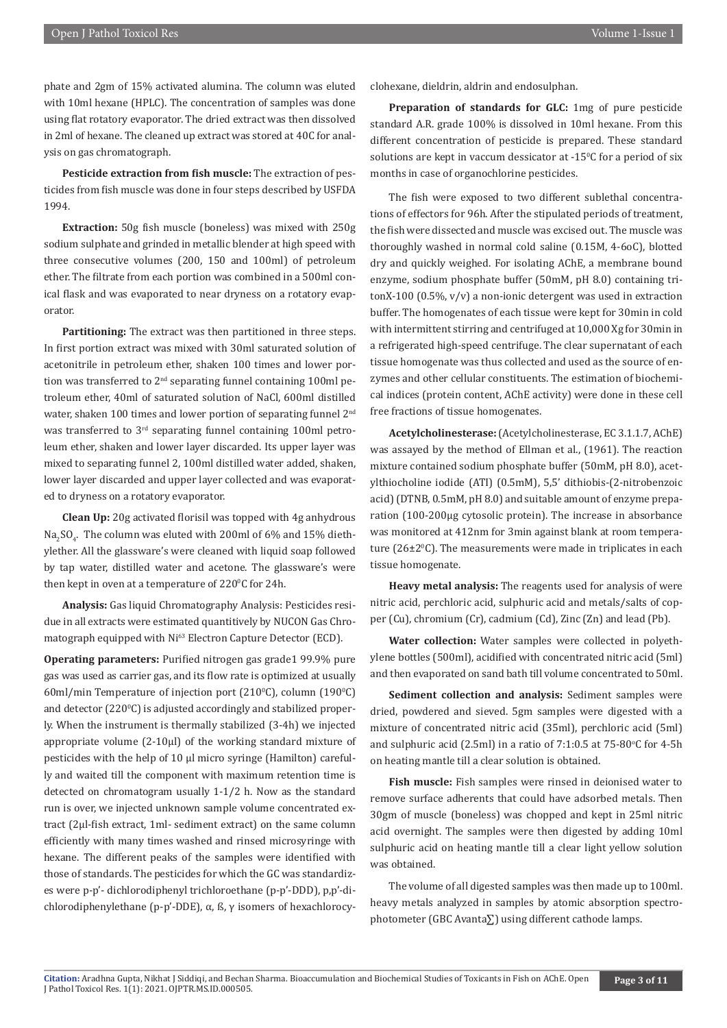phate and 2gm of 15% activated alumina. The column was eluted with 10ml hexane (HPLC). The concentration of samples was done using flat rotatory evaporator. The dried extract was then dissolved in 2ml of hexane. The cleaned up extract was stored at 40C for analysis on gas chromatograph.

**Pesticide extraction from fish muscle:** The extraction of pesticides from fish muscle was done in four steps described by USFDA 1994.

**Extraction:** 50g fish muscle (boneless) was mixed with 250g sodium sulphate and grinded in metallic blender at high speed with three consecutive volumes (200, 150 and 100ml) of petroleum ether. The filtrate from each portion was combined in a 500ml conical flask and was evaporated to near dryness on a rotatory evaporator.

**Partitioning:** The extract was then partitioned in three steps. In first portion extract was mixed with 30ml saturated solution of acetonitrile in petroleum ether, shaken 100 times and lower portion was transferred to 2nd separating funnel containing 100ml petroleum ether, 40ml of saturated solution of NaCl, 600ml distilled water, shaken 100 times and lower portion of separating funnel 2nd was transferred to 3rd separating funnel containing 100ml petroleum ether, shaken and lower layer discarded. Its upper layer was mixed to separating funnel 2, 100ml distilled water added, shaken, lower layer discarded and upper layer collected and was evaporated to dryness on a rotatory evaporator.

**Clean Up:** 20g activated florisil was topped with 4g anhydrous $Na_2SO_4$. The column was eluted with 200ml of 6% and 15% diethylether. All the glassware's were cleaned with liquid soap followed by tap water, distilled water and acetone. The glassware's were then kept in oven at a temperature of $220^0$C for 24h.

**Analysis:** Gas liquid Chromatography Analysis: Pesticides residue in all extracts were estimated quantitively by NUCON Gas Chromatograph equipped with $Ni^{63}$ Electron Capture Detector (ECD).

**Operating parameters:** Purified nitrogen gas grade1 99.9% pure gas was used as carrier gas, and its flow rate is optimized at usually 60ml/min Temperature of injection port ($210^0$C), column ($190^0$C) and detector ($220^0$C) is adjusted accordingly and stabilized properly. When the instrument is thermally stabilized (3-4h) we injected appropriate volume (2-10µl) of the working standard mixture of pesticides with the help of 10 µl micro syringe (Hamilton) carefully and waited till the component with maximum retention time is detected on chromatogram usually 1-1/2 h. Now as the standard run is over, we injected unknown sample volume concentrated extract (2µl-fish extract, 1ml- sediment extract) on the same column efficiently with many times washed and rinsed microsyringe with hexane. The different peaks of the samples were identified with those of standards. The pesticides for which the GC was standardizes were p-p'- dichlorodiphenyl trichloroethane (p-p'-DDD), p,p'-dichlorodiphenylethane (p-p'-DDE), α, ß, γ isomers of hexachlorocyclohexane, dieldrin, aldrin and endosulphan.

**Preparation of standards for GLC:** 1mg of pure pesticide standard A.R. grade 100% is dissolved in 10ml hexane. From this different concentration of pesticide is prepared. These standard solutions are kept in vaccum dessicator at -$15^0$C for a period of six months in case of organochlorine pesticides.

The fish were exposed to two different sublethal concentrations of effectors for 96h. After the stipulated periods of treatment, the fish were dissected and muscle was excised out. The muscle was thoroughly washed in normal cold saline (0.15M, 4-6oC), blotted dry and quickly weighed. For isolating AChE, a membrane bound enzyme, sodium phosphate buffer (50mM, pH 8.0) containing tritonX-100 (0.5%, v/v) a non-ionic detergent was used in extraction buffer. The homogenates of each tissue were kept for 30min in cold with intermittent stirring and centrifuged at 10,000 Xg for 30min in a refrigerated high-speed centrifuge. The clear supernatant of each tissue homogenate was thus collected and used as the source of enzymes and other cellular constituents. The estimation of biochemical indices (protein content, AChE activity) were done in these cell free fractions of tissue homogenates.

**Acetylcholinesterase:** (Acetylcholinesterase, EC 3.1.1.7, AChE) was assayed by the method of Ellman et al., (1961). The reaction mixture contained sodium phosphate buffer (50mM, pH 8.0), acetylthiocholine iodide (ATI) (0.5mM), 5,5' dithiobis-(2-nitrobenzoic acid) (DTNB, 0.5mM, pH 8.0) and suitable amount of enzyme preparation (100-200µg cytosolic protein). The increase in absorbance was monitored at 412nm for 3min against blank at room temperature (26±$2^0$C). The measurements were made in triplicates in each tissue homogenate.

**Heavy metal analysis:** The reagents used for analysis of were nitric acid, perchloric acid, sulphuric acid and metals/salts of copper (Cu), chromium (Cr), cadmium (Cd), Zinc (Zn) and lead (Pb).

**Water collection:** Water samples were collected in polyethylene bottles (500ml), acidified with concentrated nitric acid (5ml) and then evaporated on sand bath till volume concentrated to 50ml.

**Sediment collection and analysis:** Sediment samples were dried, powdered and sieved. 5gm samples were digested with a mixture of concentrated nitric acid (35ml), perchloric acid (5ml) and sulphuric acid (2.5ml) in a ratio of 7:1:0.5 at 75-$80^o$C for 4-5h on heating mantle till a clear solution is obtained.

**Fish muscle:** Fish samples were rinsed in deionised water to remove surface adherents that could have adsorbed metals. Then 30gm of muscle (boneless) was chopped and kept in 25ml nitric acid overnight. The samples were then digested by adding 10ml sulphuric acid on heating mantle till a clear light yellow solution was obtained.

The volume of all digested samples was then made up to 100ml. heavy metals analyzed in samples by atomic absorption spectrophotometer (GBC Avanta∑) using different cathode lamps.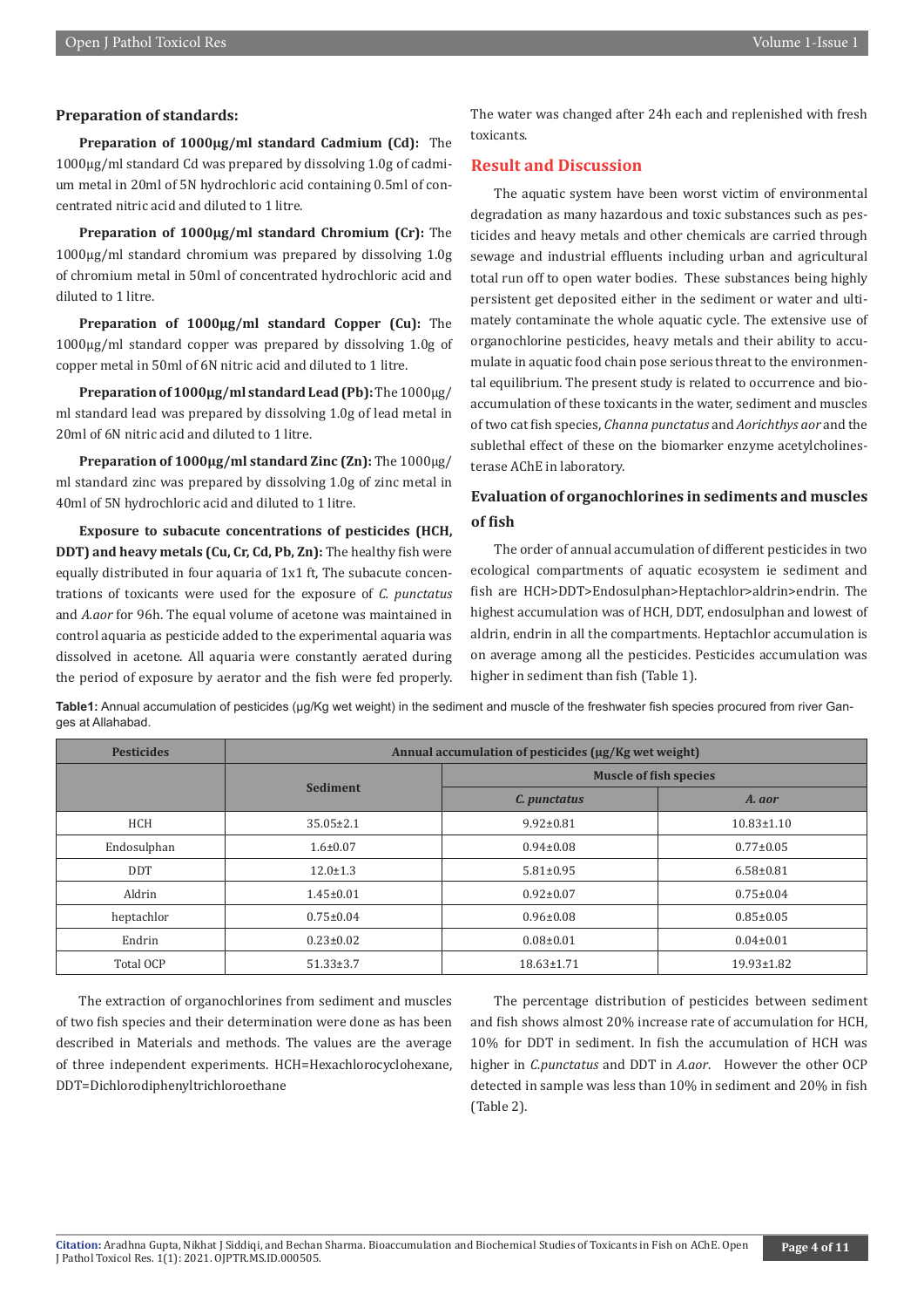### Preparation of standards:

**Preparation of 1000µg/ml standard Cadmium (Cd):** The 1000µg/ml standard Cd was prepared by dissolving 1.0g of cadmium metal in 20ml of 5N hydrochloric acid containing 0.5ml of concentrated nitric acid and diluted to 1 litre.

**Preparation of 1000µg/ml standard Chromium (Cr):** The 1000µg/ml standard chromium was prepared by dissolving 1.0g of chromium metal in 50ml of concentrated hydrochloric acid and diluted to 1 litre.

**Preparation of 1000µg/ml standard Copper (Cu):** The 1000µg/ml standard copper was prepared by dissolving 1.0g of copper metal in 50ml of 6N nitric acid and diluted to 1 litre.

**Preparation of 1000µg/ml standard Lead (Pb):** The 1000µg/ml standard lead was prepared by dissolving 1.0g of lead metal in 20ml of 6N nitric acid and diluted to 1 litre.

**Preparation of 1000µg/ml standard Zinc (Zn):** The 1000µg/ml standard zinc was prepared by dissolving 1.0g of zinc metal in 40ml of 5N hydrochloric acid and diluted to 1 litre.

**Exposure to subacute concentrations of pesticides (HCH, DDT) and heavy metals (Cu, Cr, Cd, Pb, Zn):** The healthy fish were equally distributed in four aquaria of 1x1 ft, The subacute concentrations of toxicants were used for the exposure of *C. punctatus* and *A.aor* for 96h. The equal volume of acetone was maintained in control aquaria as pesticide added to the experimental aquaria was dissolved in acetone. All aquaria were constantly aerated during the period of exposure by aerator and the fish were fed properly. The water was changed after 24h each and replenished with fresh toxicants.

## Result and Discussion

The aquatic system have been worst victim of environmental degradation as many hazardous and toxic substances such as pesticides and heavy metals and other chemicals are carried through sewage and industrial effluents including urban and agricultural total run off to open water bodies. These substances being highly persistent get deposited either in the sediment or water and ultimately contaminate the whole aquatic cycle. The extensive use of organochlorine pesticides, heavy metals and their ability to accumulate in aquatic food chain pose serious threat to the environmental equilibrium. The present study is related to occurrence and bioaccumulation of these toxicants in the water, sediment and muscles of two cat fish species, *Channa punctatus* and *Aorichthys aor* and the sublethal effect of these on the biomarker enzyme acetylcholinesterase AChE in laboratory.

### Evaluation of organochlorines in sediments and muscles of fish

The order of annual accumulation of different pesticides in two ecological compartments of aquatic ecosystem ie sediment and fish are HCH>DDT>Endosulphan>Heptachlor>aldrin>endrin. The highest accumulation was of HCH, DDT, endosulphan and lowest of aldrin, endrin in all the compartments. Heptachlor accumulation is on average among all the pesticides. Pesticides accumulation was higher in sediment than fish (Table 1).

**Table1:** Annual accumulation of pesticides (µg/Kg wet weight) in the sediment and muscle of the freshwater fish species procured from river Ganges at Allahabad.

| Pesticides | Annual accumulation of pesticides (µg/Kg wet weight) | | |
|---|---|---|---|
| | Sediment | Muscle of fish species | |
| | | *C. punctatus* | *A. aor* |
| HCH | 35.05±2.1 | 9.92±0.81 | 10.83±1.10 |
| Endosulphan | 1.6±0.07 | 0.94±0.08 | 0.77±0.05 |
| DDT | 12.0±1.3 | 5.81±0.95 | 6.58±0.81 |
| Aldrin | 1.45±0.01 | 0.92±0.07 | 0.75±0.04 |
| heptachlor | 0.75±0.04 | 0.96±0.08 | 0.85±0.05 |
| Endrin | 0.23±0.02 | 0.08±0.01 | 0.04±0.01 |
| Total OCP | 51.33±3.7 | 18.63±1.71 | 19.93±1.82 |

The extraction of organochlorines from sediment and muscles of two fish species and their determination were done as has been described in Materials and methods. The values are the average of three independent experiments. HCH=Hexachlorocyclohexane, DDT=Dichlorodiphenyltrichloroethane

The percentage distribution of pesticides between sediment and fish shows almost 20% increase rate of accumulation for HCH, 10% for DDT in sediment. In fish the accumulation of HCH was higher in *C.punctatus* and DDT in *A.aor*. However the other OCP detected in sample was less than 10% in sediment and 20% in fish (Table 2).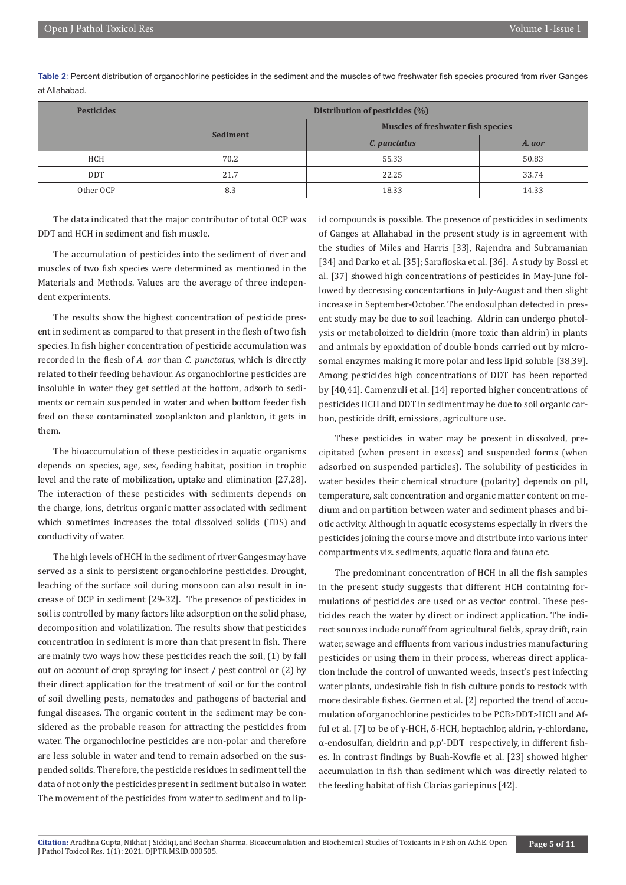**Table 2**: Percent distribution of organochlorine pesticides in the sediment and the muscles of two freshwater fish species procured from river Ganges at Allahabad.

| Pesticides | Distribution of pesticides (%) | | |
|---|---|---|---|
| | Sediment | Muscles of freshwater fish species | |
| | | *C. punctatus* | *A. aor* |
| HCH | 70.2 | 55.33 | 50.83 |
| DDT | 21.7 | 22.25 | 33.74 |
| Other OCP | 8.3 | 18.33 | 14.33 |

The data indicated that the major contributor of total OCP was DDT and HCH in sediment and fish muscle.

The accumulation of pesticides into the sediment of river and muscles of two fish species were determined as mentioned in the Materials and Methods. Values are the average of three independent experiments.

The results show the highest concentration of pesticide present in sediment as compared to that present in the flesh of two fish species. In fish higher concentration of pesticide accumulation was recorded in the flesh of *A. aor* than *C. punctatus*, which is directly related to their feeding behaviour. As organochlorine pesticides are insoluble in water they get settled at the bottom, adsorb to sediments or remain suspended in water and when bottom feeder fish feed on these contaminated zooplankton and plankton, it gets in them.

The bioaccumulation of these pesticides in aquatic organisms depends on species, age, sex, feeding habitat, position in trophic level and the rate of mobilization, uptake and elimination [27,28]. The interaction of these pesticides with sediments depends on the charge, ions, detritus organic matter associated with sediment which sometimes increases the total dissolved solids (TDS) and conductivity of water.

The high levels of HCH in the sediment of river Ganges may have served as a sink to persistent organochlorine pesticides. Drought, leaching of the surface soil during monsoon can also result in increase of OCP in sediment [29-32]. The presence of pesticides in soil is controlled by many factors like adsorption on the solid phase, decomposition and volatilization. The results show that pesticides concentration in sediment is more than that present in fish. There are mainly two ways how these pesticides reach the soil, (1) by fall out on account of crop spraying for insect / pest control or (2) by their direct application for the treatment of soil or for the control of soil dwelling pests, nematodes and pathogens of bacterial and fungal diseases. The organic content in the sediment may be considered as the probable reason for attracting the pesticides from water. The organochlorine pesticides are non-polar and therefore are less soluble in water and tend to remain adsorbed on the suspended solids. Therefore, the pesticide residues in sediment tell the data of not only the pesticides present in sediment but also in water. The movement of the pesticides from water to sediment and to lipid compounds is possible. The presence of pesticides in sediments of Ganges at Allahabad in the present study is in agreement with the studies of Miles and Harris [33], Rajendra and Subramanian [34] and Darko et al. [35]; Sarafioska et al. [36]. A study by Bossi et al. [37] showed high concentrations of pesticides in May-June followed by decreasing concentartions in July-August and then slight increase in September-October. The endosulphan detected in present study may be due to soil leaching. Aldrin can undergo photolysis or metaboloized to dieldrin (more toxic than aldrin) in plants and animals by epoxidation of double bonds carried out by microsomal enzymes making it more polar and less lipid soluble [38,39]. Among pesticides high concentrations of DDT has been reported by [40,41]. Camenzuli et al. [14] reported higher concentrations of pesticides HCH and DDT in sediment may be due to soil organic carbon, pesticide drift, emissions, agriculture use.

These pesticides in water may be present in dissolved, precipitated (when present in excess) and suspended forms (when adsorbed on suspended particles). The solubility of pesticides in water besides their chemical structure (polarity) depends on pH, temperature, salt concentration and organic matter content on medium and on partition between water and sediment phases and biotic activity. Although in aquatic ecosystems especially in rivers the pesticides joining the course move and distribute into various inter compartments viz. sediments, aquatic flora and fauna etc.

The predominant concentration of HCH in all the fish samples in the present study suggests that different HCH containing formulations of pesticides are used or as vector control. These pesticides reach the water by direct or indirect application. The indirect sources include runoff from agricultural fields, spray drift, rain water, sewage and effluents from various industries manufacturing pesticides or using them in their process, whereas direct application include the control of unwanted weeds, insect's pest infecting water plants, undesirable fish in fish culture ponds to restock with more desirable fishes. Germen et al. [2] reported the trend of accumulation of organochlorine pesticides to be PCB>DDT>HCH and Afful et al. [7] to be of γ-HCH, δ-HCH, heptachlor, aldrin, γ-chlordane, α-endosulfan, dieldrin and p,p'-DDT respectively, in different fishes. In contrast findings by Buah-Kowfie et al. [23] showed higher accumulation in fish than sediment which was directly related to the feeding habitat of fish Clarias gariepinus [42].

**Citation:** Aradhna Gupta, Nikhat J Siddiqi, and Bechan Sharma. Bioaccumulation and Biochemical Studies of Toxicants in Fish on AChE. Open J Pathol Toxicol Res. 1(1): 2021. OJPTR.MS.ID.000505.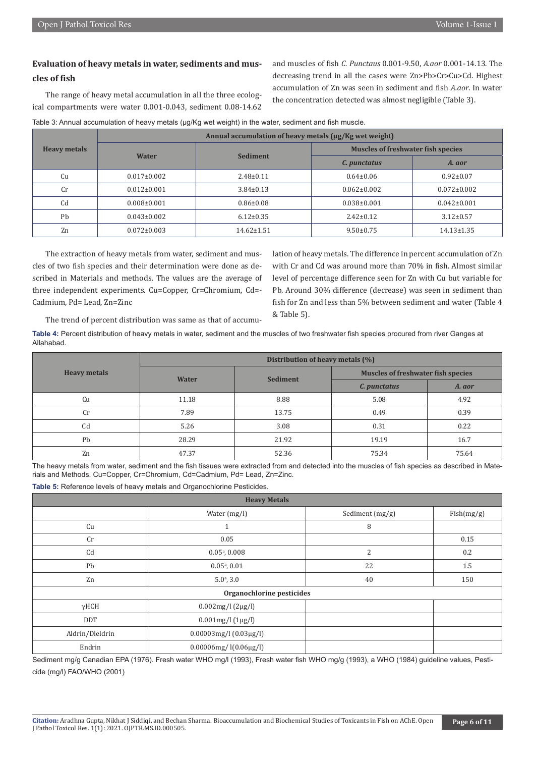### Evaluation of heavy metals in water, sediments and muscles of fish

The range of heavy metal accumulation in all the three ecological compartments were water 0.001-0.043, sediment 0.08-14.62 and muscles of fish *C. Punctaus* 0.001-9.50, *A.aor* 0.001-14.13. The decreasing trend in all the cases were Zn>Pb>Cr>Cu>Cd. Highest accumulation of Zn was seen in sediment and fish *A.aor*. In water the concentration detected was almost negligible (Table 3).

Table 3: Annual accumulation of heavy metals (µg/Kg wet weight) in the water, sediment and fish muscle.

| Heavy metals | Annual accumulation of heavy metals (µg/Kg wet weight) | | | |
|---|---|---|---|---|
| | Water | Sediment | Muscles of freshwater fish species | |
| | | | *C. punctatus* | *A. aor* |
| Cu | 0.017±0.002 | 2.48±0.11 | 0.64±0.06 | 0.92±0.07 |
| Cr | 0.012±0.001 | 3.84±0.13 | 0.062±0.002 | 0.072±0.002 |
| Cd | 0.008±0.001 | 0.86±0.08 | 0.038±0.001 | 0.042±0.001 |
| Pb | 0.043±0.002 | 6.12±0.35 | 2.42±0.12 | 3.12±0.57 |
| Zn | 0.072±0.003 | 14.62±1.51 | 9.50±0.75 | 14.13±1.35 |

The extraction of heavy metals from water, sediment and muscles of two fish species and their determination were done as described in Materials and methods. The values are the average of three independent experiments. Cu=Copper, Cr=Chromium, Cd=-Cadmium, Pd= Lead, Zn=Zinc

The trend of percent distribution was same as that of accumulation of heavy metals. The difference in percent accumulation of Zn with Cr and Cd was around more than 70% in fish. Almost similar level of percentage difference seen for Zn with Cu but variable for Pb. Around 30% difference (decrease) was seen in sediment than fish for Zn and less than 5% between sediment and water (Table 4 & Table 5).

**Table 4:** Percent distribution of heavy metals in water, sediment and the muscles of two freshwater fish species procured from river Ganges at Allahabad.

| Heavy metals | Distribution of heavy metals (%) | | | |
|---|---|---|---|---|
| | Water | Sediment | Muscles of freshwater fish species | |
| | | | *C. punctatus* | *A. aor* |
| Cu | 11.18 | 8.88 | 5.08 | 4.92 |
| Cr | 7.89 | 13.75 | 0.49 | 0.39 |
| Cd | 5.26 | 3.08 | 0.31 | 0.22 |
| Pb | 28.29 | 21.92 | 19.19 | 16.7 |
| Zn | 47.37 | 52.36 | 75.34 | 75.64 |

The heavy metals from water, sediment and the fish tissues were extracted from and detected into the muscles of fish species as described in Materials and Methods. Cu=Copper, Cr=Chromium, Cd=Cadmium, Pd= Lead, Zn=Zinc.

**Table 5:** Reference levels of heavy metals and Organochlorine Pesticides.

| Heavy Metals | | | |
|---|---|---|---|
| | Water (mg/l) | Sediment (mg/g) | Fish(mg/g) |
| Cu | 1 | 8 | |
| Cr | 0.05 | | 0.15 |
| Cd | 0.05[a], 0.008 | 2 | 0.2 |
| Pb | 0.05[a], 0.01 | 22 | 1.5 |
| Zn | 5.0[a], 3.0 | 40 | 150 |
| **Organochlorine pesticides** | | | |
| γHCH | 0.002mg/l (2µg/l) | | |
| DDT | 0.001mg/l (1µg/l) | | |
| Aldrin/Dieldrin | 0.00003mg/l (0.03µg/l) | | |
| Endrin | 0.00006mg/ l(0.06µg/l) | | |

Sediment mg/g Canadian EPA (1976). Fresh water WHO mg/l (1993), Fresh water fish WHO mg/g (1993), a WHO (1984) guideline values, Pesticide (mg/l) FAO/WHO (2001)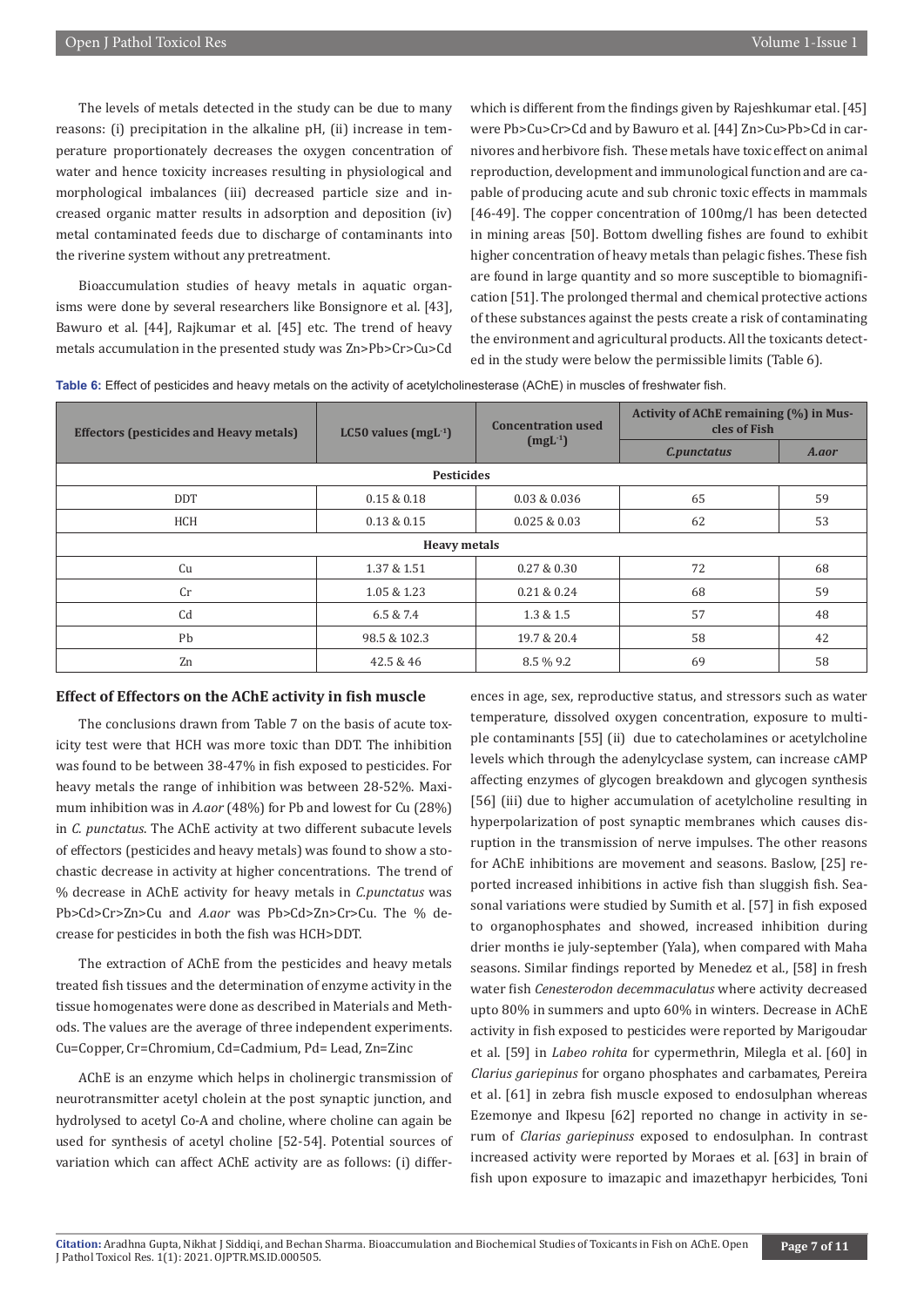The levels of metals detected in the study can be due to many reasons: (i) precipitation in the alkaline pH, (ii) increase in temperature proportionately decreases the oxygen concentration of water and hence toxicity increases resulting in physiological and morphological imbalances (iii) decreased particle size and increased organic matter results in adsorption and deposition (iv) metal contaminated feeds due to discharge of contaminants into the riverine system without any pretreatment.

Bioaccumulation studies of heavy metals in aquatic organisms were done by several researchers like Bonsignore et al. [43], Bawuro et al. [44], Rajkumar et al. [45] etc. The trend of heavy metals accumulation in the presented study was Zn>Pb>Cr>Cu>Cd which is different from the findings given by Rajeshkumar etal. [45] were Pb>Cu>Cr>Cd and by Bawuro et al. [44] Zn>Cu>Pb>Cd in carnivores and herbivore fish. These metals have toxic effect on animal reproduction, development and immunological function and are capable of producing acute and sub chronic toxic effects in mammals [46-49]. The copper concentration of 100mg/l has been detected in mining areas [50]. Bottom dwelling fishes are found to exhibit higher concentration of heavy metals than pelagic fishes. These fish are found in large quantity and so more susceptible to biomagnification [51]. The prolonged thermal and chemical protective actions of these substances against the pests create a risk of contaminating the environment and agricultural products. All the toxicants detected in the study were below the permissible limits (Table 6).

**Table 6:** Effect of pesticides and heavy metals on the activity of acetylcholinesterase (AChE) in muscles of freshwater fish.

| Effectors (pesticides and Heavy metals) | LC50 values ($mgL^{-1}$) | Concentration used ($mgL^{-1}$) | Activity of AChE remaining (%) in Muscles of Fish | |
|---|---|---|---|---|
| | | | *C.punctatus* | *A.aor* |
| **Pesticides** | | | | |
| DDT | 0.15 & 0.18 | 0.03 & 0.036 | 65 | 59 |
| HCH | 0.13 & 0.15 | 0.025 & 0.03 | 62 | 53 |
| **Heavy metals** | | | | |
| Cu | 1.37 & 1.51 | 0.27 & 0.30 | 72 | 68 |
| Cr | 1.05 & 1.23 | 0.21 & 0.24 | 68 | 59 |
| Cd | 6.5 & 7.4 | 1.3 & 1.5 | 57 | 48 |
| Pb | 98.5 & 102.3 | 19.7 & 20.4 | 58 | 42 |
| Zn | 42.5 & 46 | 8.5 % 9.2 | 69 | 58 |

## Effect of Effectors on the AChE activity in fish muscle

The conclusions drawn from Table 7 on the basis of acute toxicity test were that HCH was more toxic than DDT. The inhibition was found to be between 38-47% in fish exposed to pesticides. For heavy metals the range of inhibition was between 28-52%. Maximum inhibition was in *A.aor* (48%) for Pb and lowest for Cu (28%) in *C. punctatus*. The AChE activity at two different subacute levels of effectors (pesticides and heavy metals) was found to show a stochastic decrease in activity at higher concentrations. The trend of % decrease in AChE activity for heavy metals in *C.punctatus* was Pb>Cd>Cr>Zn>Cu and *A.aor* was Pb>Cd>Zn>Cr>Cu. The % decrease for pesticides in both the fish was HCH>DDT.

The extraction of AChE from the pesticides and heavy metals treated fish tissues and the determination of enzyme activity in the tissue homogenates were done as described in Materials and Methods. The values are the average of three independent experiments. Cu=Copper, Cr=Chromium, Cd=Cadmium, Pd= Lead, Zn=Zinc

AChE is an enzyme which helps in cholinergic transmission of neurotransmitter acetyl cholein at the post synaptic junction, and hydrolysed to acetyl Co-A and choline, where choline can again be used for synthesis of acetyl choline [52-54]. Potential sources of variation which can affect AChE activity are as follows: (i) differences in age, sex, reproductive status, and stressors such as water temperature, dissolved oxygen concentration, exposure to multiple contaminants [55] (ii) due to catecholamines or acetylcholine levels which through the adenylcyclase system, can increase cAMP affecting enzymes of glycogen breakdown and glycogen synthesis [56] (iii) due to higher accumulation of acetylcholine resulting in hyperpolarization of post synaptic membranes which causes disruption in the transmission of nerve impulses. The other reasons for AChE inhibitions are movement and seasons. Baslow, [25] reported increased inhibitions in active fish than sluggish fish. Seasonal variations were studied by Sumith et al. [57] in fish exposed to organophosphates and showed, increased inhibition during drier months ie july-september (Yala), when compared with Maha seasons. Similar findings reported by Menedez et al., [58] in fresh water fish *Cenesterodon decemmaculatus* where activity decreased upto 80% in summers and upto 60% in winters. Decrease in AChE activity in fish exposed to pesticides were reported by Marigoudar et al. [59] in *Labeo rohita* for cypermethrin, Milegla et al. [60] in *Clarius gariepinus* for organo phosphates and carbamates, Pereira et al. [61] in zebra fish muscle exposed to endosulphan whereas Ezemonye and Ikpesu [62] reported no change in activity in serum of *Clarias gariepinuss* exposed to endosulphan. In contrast increased activity were reported by Moraes et al. [63] in brain of fish upon exposure to imazapic and imazethapyr herbicides, Toni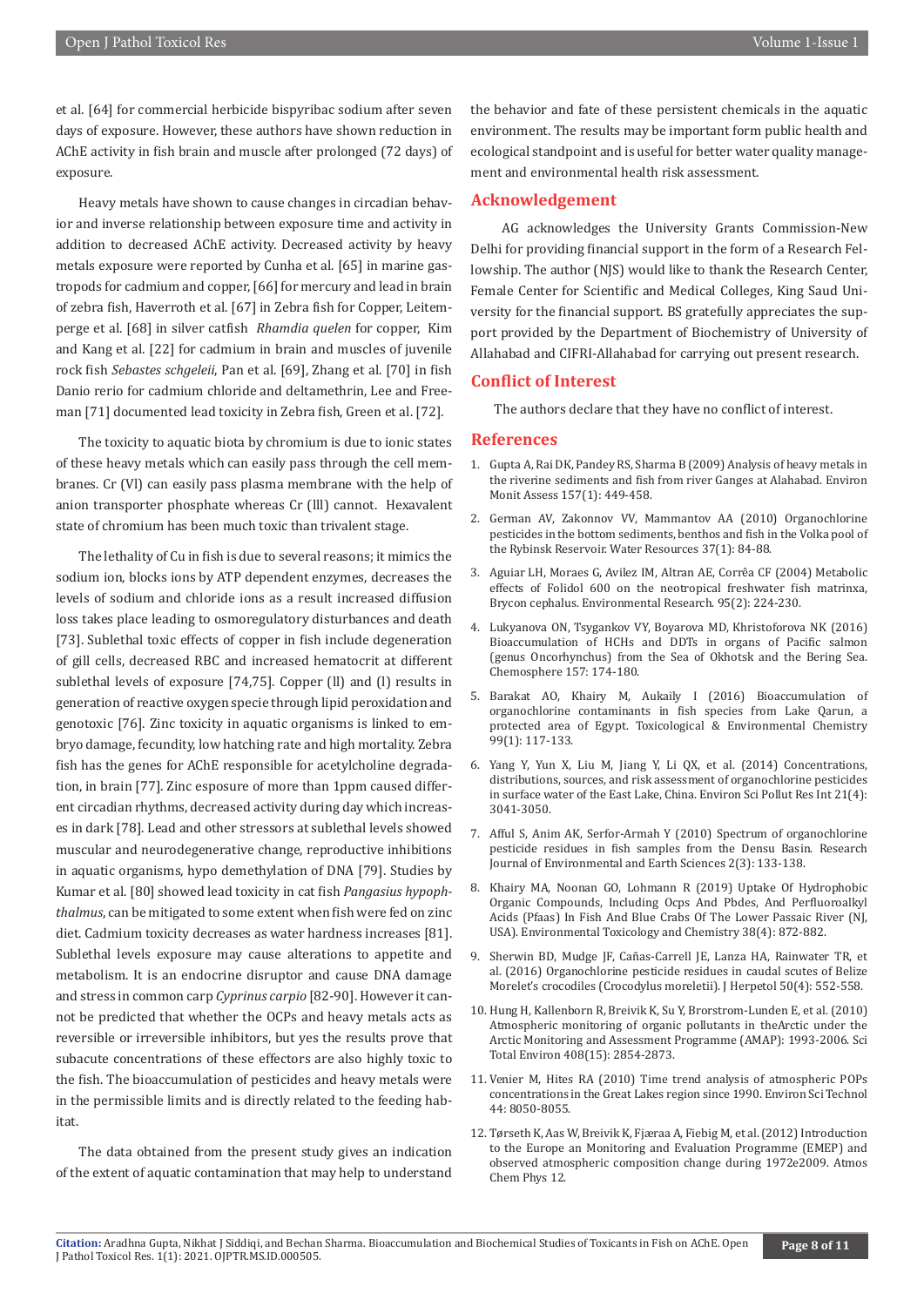et al. [64] for commercial herbicide bispyribac sodium after seven days of exposure. However, these authors have shown reduction in AChE activity in fish brain and muscle after prolonged (72 days) of exposure.

Heavy metals have shown to cause changes in circadian behavior and inverse relationship between exposure time and activity in addition to decreased AChE activity. Decreased activity by heavy metals exposure were reported by Cunha et al. [65] in marine gastropods for cadmium and copper, [66] for mercury and lead in brain of zebra fish, Haverroth et al. [67] in Zebra fish for Copper, Leitemperge et al. [68] in silver catfish *Rhamdia quelen* for copper, Kim and Kang et al. [22] for cadmium in brain and muscles of juvenile rock fish *Sebastes schgeleii*, Pan et al. [69], Zhang et al. [70] in fish Danio rerio for cadmium chloride and deltamethrin, Lee and Freeman [71] documented lead toxicity in Zebra fish, Green et al. [72].

The toxicity to aquatic biota by chromium is due to ionic states of these heavy metals which can easily pass through the cell membranes. Cr (VI) can easily pass plasma membrane with the help of anion transporter phosphate whereas Cr (lll) cannot. Hexavalent state of chromium has been much toxic than trivalent stage.

The lethality of Cu in fish is due to several reasons; it mimics the sodium ion, blocks ions by ATP dependent enzymes, decreases the levels of sodium and chloride ions as a result increased diffusion loss takes place leading to osmoregulatory disturbances and death [73]. Sublethal toxic effects of copper in fish include degeneration of gill cells, decreased RBC and increased hematocrit at different sublethal levels of exposure [74,75]. Copper (ll) and (l) results in generation of reactive oxygen specie through lipid peroxidation and genotoxic [76]. Zinc toxicity in aquatic organisms is linked to embryo damage, fecundity, low hatching rate and high mortality. Zebra fish has the genes for AChE responsible for acetylcholine degradation, in brain [77]. Zinc exposure of more than 1ppm caused different circadian rhythms, decreased activity during day which increases in dark [78]. Lead and other stressors at sublethal levels showed muscular and neurodegenerative change, reproductive inhibitions in aquatic organisms, hypo demethylation of DNA [79]. Studies by Kumar et al. [80] showed lead toxicity in cat fish *Pangasius hypophthalmus*, can be mitigated to some extent when fish were fed on zinc diet. Cadmium toxicity decreases as water hardness increases [81]. Sublethal levels exposure may cause alterations to appetite and metabolism. It is an endocrine disruptor and cause DNA damage and stress in common carp *Cyprinus carpio* [82-90]. However it cannot be predicted that whether the OCPs and heavy metals acts as reversible or irreversible inhibitors, but yes the results prove that subacute concentrations of these effectors are also highly toxic to the fish. The bioaccumulation of pesticides and heavy metals were in the permissible limits and is directly related to the feeding habitat.

The data obtained from the present study gives an indication of the extent of aquatic contamination that may help to understand the behavior and fate of these persistent chemicals in the aquatic environment. The results may be important form public health and ecological standpoint and is useful for better water quality management and environmental health risk assessment.

## Acknowledgement

AG acknowledges the University Grants Commission-New Delhi for providing financial support in the form of a Research Fellowship. The author (NJS) would like to thank the Research Center, Female Center for Scientific and Medical Colleges, King Saud University for the financial support. BS gratefully appreciates the support provided by the Department of Biochemistry of University of Allahabad and CIFRI-Allahabad for carrying out present research.

## Conflict of Interest

The authors declare that they have no conflict of interest.

## References

1. Gupta A, Rai DK, Pandey RS, Sharma B (2009) Analysis of heavy metals in the riverine sediments and fish from river Ganges at Alahabad. Environ Monit Assess 157(1): 449-458.
2. German AV, Zakonnov VV, Mammantov AA (2010) Organochlorine pesticides in the bottom sediments, benthos and fish in the Volka pool of the Rybinsk Reservoir. Water Resources 37(1): 84-88.
3. Aguiar LH, Moraes G, Avilez IM, Altran AE, Corrêa CF (2004) Metabolic effects of Folidol 600 on the neotropical freshwater fish matrinxa, Brycon cephalus. Environmental Research. 95(2): 224-230.
4. Lukyanova ON, Tsygankov VY, Boyarova MD, Khristoforova NK (2016) Bioaccumulation of HCHs and DDTs in organs of Pacific salmon (genus Oncorhynchus) from the Sea of Okhotsk and the Bering Sea. Chemosphere 157: 174-180.
5. Barakat AO, Khairy M, Aukaily I (2016) Bioaccumulation of organochlorine contaminants in fish species from Lake Qarun, a protected area of Egypt. Toxicological & Environmental Chemistry 99(1): 117-133.
6. Yang Y, Yun X, Liu M, Jiang Y, Li QX, et al. (2014) Concentrations, distributions, sources, and risk assessment of organochlorine pesticides in surface water of the East Lake, China. Environ Sci Pollut Res Int 21(4): 3041-3050.
7. Afful S, Anim AK, Serfor-Armah Y (2010) Spectrum of organochlorine pesticide residues in fish samples from the Densu Basin. Research Journal of Environmental and Earth Sciences 2(3): 133-138.
8. Khairy MA, Noonan GO, Lohmann R (2019) Uptake Of Hydrophobic Organic Compounds, Including Ocps And Pbdes, And Perfluoroalkyl Acids (Pfaas) In Fish And Blue Crabs Of The Lower Passaic River (NJ, USA). Environmental Toxicology and Chemistry 38(4): 872-882.
9. Sherwin BD, Mudge JF, Cañas-Carrell JE, Lanza HA, Rainwater TR, et al. (2016) Organochlorine pesticide residues in caudal scutes of Belize Morelet's crocodiles (Crocodylus moreletii). J Herpetol 50(4): 552-558.
10. Hung H, Kallenborn R, Breivik K, Su Y, Brorstrom-Lunden E, et al. (2010) Atmospheric monitoring of organic pollutants in theArctic under the Arctic Monitoring and Assessment Programme (AMAP): 1993-2006. Sci Total Environ 408(15): 2854-2873.
11. Venier M, Hites RA (2010) Time trend analysis of atmospheric POPs concentrations in the Great Lakes region since 1990. Environ Sci Technol 44: 8050-8055.
12. Tørseth K, Aas W, Breivik K, Fjæraa A, Fiebig M, et al. (2012) Introduction to the Europe an Monitoring and Evaluation Programme (EMEP) and observed atmospheric composition change during 1972e2009. Atmos Chem Phys 12.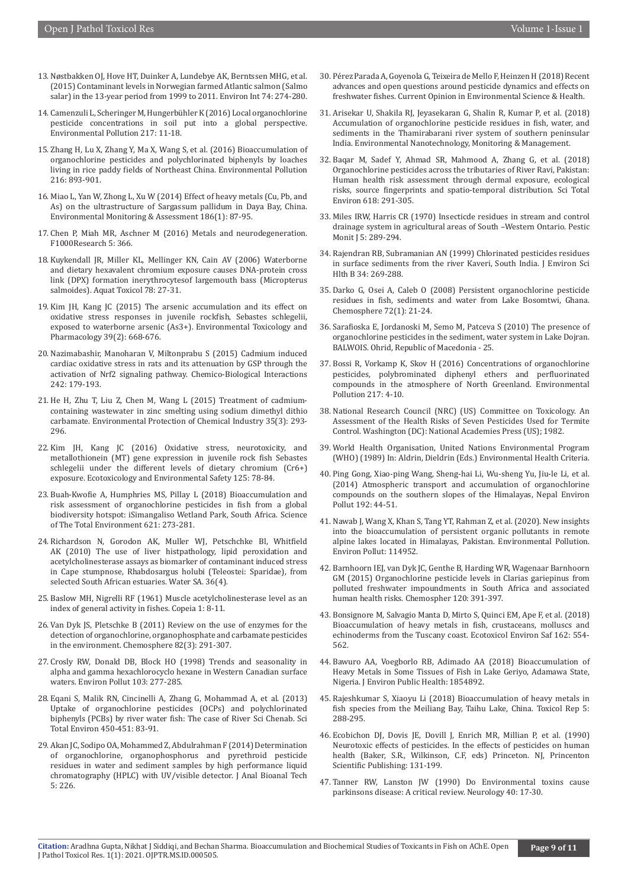13. Nøstbakken OJ, Hove HT, Duinker A, Lundebye AK, Berntssen MHG, et al. (2015) Contaminant levels in Norwegian farmed Atlantic salmon (Salmo salar) in the 13-year period from 1999 to 2011. Environ Int 74: 274-280.
14. Camenzuli L, Scheringer M, Hungerbühler K (2016) Local organochlorine pesticide concentrations in soil put into a global perspective. Environmental Pollution 217: 11-18.
15. Zhang H, Lu X, Zhang Y, Ma X, Wang S, et al. (2016) Bioaccumulation of organochlorine pesticides and polychlorinated biphenyls by loaches living in rice paddy fields of Northeast China. Environmental Pollution 216: 893-901.
16. Miao L, Yan W, Zhong L, Xu W (2014) Effect of heavy metals (Cu, Pb, and As) on the ultrastructure of Sargassum pallidum in Daya Bay, China. Environmental Monitoring & Assessment 186(1): 87-95.
17. Chen P, Miah MR, Aschner M (2016) Metals and neurodegeneration. F1000Research 5: 366.
18. Kuykendall JR, Miller KL, Mellinger KN, Cain AV (2006) Waterborne and dietary hexavalent chromium exposure causes DNA-protein cross link (DPX) formation inerythrocytesof largemouth bass (Micropterus salmoides). Aquat Toxicol 78: 27-31.
19. Kim JH, Kang JC (2015) The arsenic accumulation and its effect on oxidative stress responses in juvenile rockfish, Sebastes schlegelii, exposed to waterborne arsenic ($As^{3+}$). Environmental Toxicology and Pharmacology 39(2): 668-676.
20. Nazimabashir, Manoharan V, Miltonprabu S (2015) Cadmium induced cardiac oxidative stress in rats and its attenuation by GSP through the activation of Nrf2 signaling pathway. Chemico-Biological Interactions 242: 179-193.
21. He H, Zhu T, Liu Z, Chen M, Wang L (2015) Treatment of cadmium-containing wastewater in zinc smelting using sodium dimethyl dithio carbamate. Environmental Protection of Chemical Industry 35(3): 293-296.
22. Kim JH, Kang JC (2016) Oxidative stress, neurotoxicity, and metallothionein (MT) gene expression in juvenile rock fish Sebastes schlegelii under the different levels of dietary chromium ($Cr^{6+}$) exposure. Ecotoxicology and Environmental Safety 125: 78-84.
23. Buah-Kwofie A, Humphries MS, Pillay L (2018) Bioaccumulation and risk assessment of organochlorine pesticides in fish from a global biodiversity hotspot: iSimangaliso Wetland Park, South Africa. Science of The Total Environment 621: 273-281.
24. Richardson N, Gorodon AK, Muller WJ, Petschchke Bl, Whitfield AK (2010) The use of liver histpathology, lipid peroxidation and acetylcholinesterase assays as biomarker of contaminant induced stress in Cape stumpnose, Rhabdosargus holubi (Teleostei: Sparidae), from selected South African estuaries. Water SA. 36(4).
25. Baslow MH, Nigrelli RF (1961) Muscle acetylcholinesterase level as an index of general activity in fishes. Copeia 1: 8-11.
26. Van Dyk JS, Pletschke B (2011) Review on the use of enzymes for the detection of organochlorine, organophosphate and carbamate pesticides in the environment. Chemosphere 82(3): 291-307.
27. Crosly RW, Donald DB, Block HO (1998) Trends and seasonality in alpha and gamma hexachlorocyclo hexane in Western Canadian surface waters. Environ Pollut 103: 277-285.
28. Eqani S, Malik RN, Cincinelli A, Zhang G, Mohammad A, et al. (2013) Uptake of organochlorine pesticides (OCPs) and polychlorinated biphenyls (PCBs) by river water fish: The case of River Sci Chenab. Sci Total Environ 450-451: 83-91.
29. Akan JC, Sodipo OA, Mohammed Z, Abdulrahman F (2014) Determination of organochlorine, organophosphorus and pyrethroid pesticide residues in water and sediment samples by high performance liquid chromatography (HPLC) with UV/visible detector. J Anal Bioanal Tech 5: 226.
30. Pérez Parada A, Goyenola G, Teixeira de Mello F, Heinzen H (2018) Recent advances and open questions around pesticide dynamics and effects on freshwater fishes. Current Opinion in Environmental Science & Health.
31. Arisekar U, Shakila RJ, Jeyasekaran G, Shalin R, Kumar P, et al. (2018) Accumulation of organochlorine pesticide residues in fish, water, and sediments in the Thamirabarani river system of southern peninsular India. Environmental Nanotechnology, Monitoring & Management.
32. Baqar M, Sadef Y, Ahmad SR, Mahmood A, Zhang G, et al. (2018) Organochlorine pesticides across the tributaries of River Ravi, Pakistan: Human health risk assessment through dermal exposure, ecological risks, source fingerprints and spatio-temporal distribution. Sci Total Environ 618: 291-305.
33. Miles IRW, Harris CR (1970) Insecticde residues in stream and control drainage system in agricultural areas of South –Western Ontario. Pestic Monit J 5: 289-294.
34. Rajendran RB, Subramanian AN (1999) Chlorinated pesticides residues in surface sediments from the river Kaveri, South India. J Environ Sci Hlth B 34: 269-288.
35. Darko G, Osei A, Caleb O (2008) Persistent organochlorine pesticide residues in fish, sediments and water from Lake Bosomtwi, Ghana. Chemosphere 72(1): 21-24.
36. Sarafioska E, Jordanoski M, Semo M, Patceva S (2010) The presence of organochlorine pesticides in the sediment, water system in Lake Dojran. BALWOIS. Ohrid, Republic of Macedonia - 25.
37. Bossi R, Vorkamp K, Skov H (2016) Concentrations of organochlorine pesticides, polybrominated diphenyl ethers and perfluorinated compounds in the atmosphere of North Greenland. Environmental Pollution 217: 4-10.
38. National Research Council (NRC) (US) Committee on Toxicology. An Assessment of the Health Risks of Seven Pesticides Used for Termite Control. Washington (DC): National Academies Press (US); 1982.
39. World Health Organisation, United Nations Environmental Program (WHO) (1989) In: Aldrin, Dieldrin (Eds.) Environmental Health Criteria.
40. Ping Gong, Xiao-ping Wang, Sheng-hai Li, Wu-sheng Yu, Jiu-le Li, et al. (2014) Atmospheric transport and accumulation of organochlorine compounds on the southern slopes of the Himalayas, Nepal Environ Pollut 192: 44-51.
41. Nawab J, Wang X, Khan S, Tang YT, Rahman Z, et al. (2020). New insights into the bioaccumulation of persistent organic pollutants in remote alpine lakes located in Himalayas, Pakistan. Environmental Pollution. Environ Pollut: 114952.
42. Barnhoorn IEJ, van Dyk JC, Genthe B, Harding WR, Wagenaar Barnhoorn GM (2015) Organochlorine pesticide levels in Clarias gariepinus from polluted freshwater impoundments in South Africa and associated human health risks. Chemospher 120: 391-397.
43. Bonsignore M, Salvagio Manta D, Mirto S, Quinci EM, Ape F, et al. (2018) Bioaccumulation of heavy metals in fish, crustaceans, molluscs and echinoderms from the Tuscany coast. Ecotoxicol Environ Saf 162: 554-562.
44. Bawuro AA, Voegborlo RB, Adimado AA (2018) Bioaccumulation of Heavy Metals in Some Tissues of Fish in Lake Geriyo, Adamawa State, Nigeria. J Environ Public Health: 1854892.
45. Rajeshkumar S, Xiaoyu Li (2018) Bioaccumulation of heavy metals in fish species from the Meiliang Bay, Taihu Lake, China. Toxicol Rep 5: 288-295.
46. Ecobichon DJ, Dovis JE, Dovill J, Enrich MR, Millian P, et al. (1990) Neurotoxic effects of pesticides. In the effects of pesticides on human health (Baker, S.R., Wilkinson, C.F, eds) Princeton. NJ, Princenton Scientific Publishing: 131-199.
47. Tanner RW, Lanston JW (1990) Do Environmental toxins cause parkinsons disease: A critical review. Neurology 40: 17-30.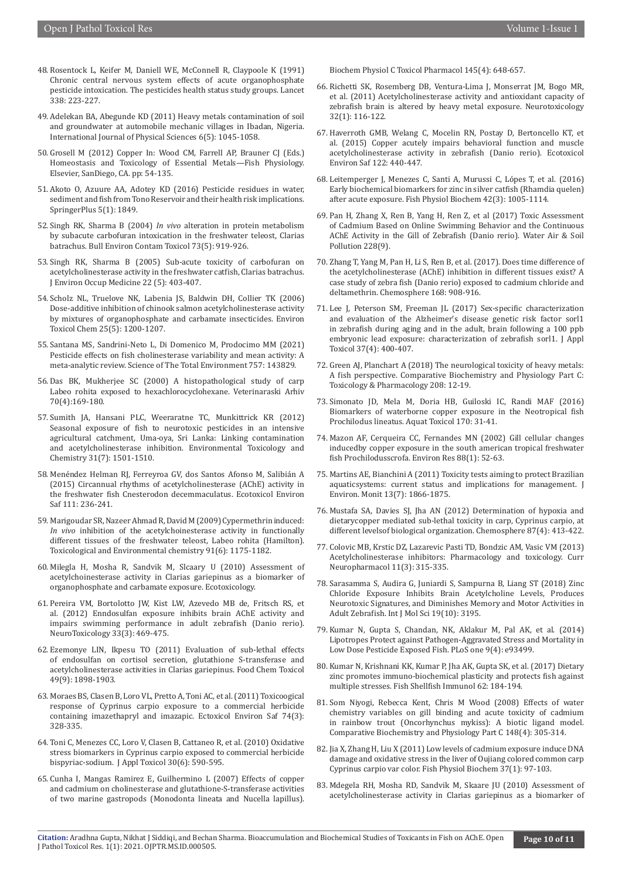48. Rosentock L, Keifer M, Daniell WE, McConnell R, Claypoole K (1991) Chronic central nervous system effects of acute organophosphate pesticide intoxication. The pesticides health status study groups. Lancet 338: 223-227.

49. Adelekan BA, Abegunde KD (2011) Heavy metals contamination of soil and groundwater at automobile mechanic villages in Ibadan, Nigeria. International Journal of Physical Sciences 6(5): 1045-1058.

50. Grosell M (2012) Copper In: Wood CM, Farrell AP, Brauner CJ (Eds.) Homeostasis and Toxicology of Essential Metals—Fish Physiology. Elsevier, SanDiego, CA. pp: 54-135.

51. Akoto O, Azuure AA, Adotey KD (2016) Pesticide residues in water, sediment and fish from Tono Reservoir and their health risk implications. SpringerPlus 5(1): 1849.

52. Singh RK, Sharma B (2004) *In vivo* alteration in protein metabolism by subacute carbofuran intoxication in the freshwater teleost, Clarias batrachus. Bull Environ Contam Toxicol 73(5): 919-926.

53. Singh RK, Sharma B (2005) Sub-acute toxicity of carbofuran on acetylcholinesterase activity in the freshwater catfish, Clarias batrachus. J Environ Occup Medicine 22 (5): 403-407.

54. Scholz NL, Truelove NK, Labenia JS, Baldwin DH, Collier TK (2006) Dose-additive inhibition of chinook salmon acetylcholinesterase activity by mixtures of organophosphate and carbamate insecticides. Environ Toxicol Chem 25(5): 1200-1207.

55. Santana MS, Sandrini-Neto L, Di Domenico M, Prodocimo MM (2021) Pesticide effects on fish cholinesterase variability and mean activity: A meta-analytic review. Science of The Total Environment 757: 143829.

56. Das BK, Mukherjee SC (2000) A histopathological study of carp Labeo rohita exposed to hexachlorocyclohexane. Veterinaraski Arhiv 70(4):169-180.

57. Sumith JA, Hansani PLC, Weeraratne TC, Munkittrick KR (2012) Seasonal exposure of fish to neurotoxic pesticides in an intensive agricultural catchment, Uma-oya, Sri Lanka: Linking contamination and acetylcholinesterase inhibition. Environmental Toxicology and Chemistry 31(7): 1501-1510.

58. Menéndez Helman RJ, Ferreyroa GV, dos Santos Afonso M, Salibián A (2015) Circannual rhythms of acetylcholinesterase (AChE) activity in the freshwater fish Cnesterodon decemmaculatus. Ecotoxicol Environ Saf 111: 236-241.

59. Marigoudar SR, Nazeer Ahmad R, David M (2009) Cypermethrin induced: *In vivo* inhibition of the acetylcholinesterase activity in functionally different tissues of the freshwater teleost, Labeo rohita (Hamilton). Toxicological and Environmental chemistry 91(6): 1175-1182.

60. Milegla H, Mosha R, Sandvik M, Slcaary U (2010) Assessment of acetylcholinesterase activity in Clarias gariepinus as a biomarker of organophosphate and carbamate exposure. Ecotoxicology.

61. Pereira VM, Bortolotto JW, Kist LW, Azevedo MB de, Fritsch RS, et al. (2012) Enndosulfan exposure inhibits brain AChE activity and impairs swimming performance in adult zebrafish (Danio rerio). NeuroToxicology 33(3): 469-475.

62. Ezemonye LIN, Ikpesu TO (2011) Evaluation of sub-lethal effects of endosulfan on cortisol secretion, glutathione S-transferase and acetylcholinesterase activities in Clarias gariepinus. Food Chem Toxicol 49(9): 1898-1903.

63. Moraes BS, Clasen B, Loro VL, Pretto A, Toni AC, et al. (2011) Toxicoogical response of Cyprinus carpio exposure to a commercial herbicide containing imazethapryl and imazapic. Ectoxicol Environ Saf 74(3): 328-335.

64. Toni C, Menezes CC, Loro V, Clasen B, Cattaneo R, et al. (2010) Oxidative stress biomarkers in Cyprinus carpio exposed to commercial herbicide bispyriac-sodium. J Appl Toxicol 30(6): 590-595.

65. Cunha I, Mangas Ramirez E, Guilhermino L (2007) Effects of copper and cadmium on cholinesterase and glutathione-S-transferase activities of two marine gastropods (Monodonta lineata and Nucella lapillus). Biochem Physiol C Toxicol Pharmacol 145(4): 648-657.

66. Richetti SK, Rosemberg DB, Ventura-Lima J, Monserrat JM, Bogo MR, et al. (2011) Acetylcholinesterase activity and antioxidant capacity of zebrafish brain is altered by heavy metal exposure. Neurotoxicology 32(1): 116-122.

67. Haverroth GMB, Welang C, Mocelin RN, Postay D, Bertoncello KT, et al. (2015) Copper acutely impairs behavioral function and muscle acetylcholinesterase activity in zebrafish (Danio rerio). Ecotoxicol Environ Saf 122: 440-447.

68. Leitemperger J, Menezes C, Santi A, Murussi C, Lópes T, et al. (2016) Early biochemical biomarkers for zinc in silver catfish (Rhamdia quelen) after acute exposure. Fish Physiol Biochem 42(3): 1005-1114.

69. Pan H, Zhang X, Ren B, Yang H, Ren Z, et al (2017) Toxic Assessment of Cadmium Based on Online Swimming Behavior and the Continuous AChE Activity in the Gill of Zebrafish (Danio rerio). Water Air & Soil Pollution 228(9).

70. Zhang T, Yang M, Pan H, Li S, Ren B, et al. (2017). Does time difference of the acetylcholinesterase (AChE) inhibition in different tissues exist? A case study of zebra fish (Danio rerio) exposed to cadmium chloride and deltamethrin. Chemosphere 168: 908-916.

71. Lee J, Peterson SM, Freeman JL (2017) Sex-specific characterization and evaluation of the Alzheimer's disease genetic risk factor sorl1 in zebrafish during aging and in the adult, brain following a 100 ppb embryonic lead exposure: characterization of zebrafish sorl1. J Appl Toxicol 37(4): 400-407.

72. Green AJ, Planchart A (2018) The neurological toxicity of heavy metals: A fish perspective. Comparative Biochemistry and Physiology Part C: Toxicology & Pharmacology 208: 12-19.

73. Simonato JD, Mela M, Doria HB, Guiloski IC, Randi MAF (2016) Biomarkers of waterborne copper exposure in the Neotropical fish Prochilodus lineatus. Aquat Toxicol 170: 31-41.

74. Mazon AF, Cerqueira CC, Fernandes MN (2002) Gill cellular changes inducedby copper exposure in the south american tropical freshwater fish Prochilodusscrofa. Environ Res 88(1): 52-63.

75. Martins AE, Bianchini A (2011) Toxicity tests aiming to protect Brazilian aquaticsystems: current status and implications for management. J Environ. Monit 13(7): 1866-1875.

76. Mustafa SA, Davies SJ, Jha AN (2012) Determination of hypoxia and dietarycopper mediated sub-lethal toxicity in carp, Cyprinus carpio, at different levelsof biological organization. Chemosphere 87(4): 413-422.

77. Colovic MB, Krstic DZ, Lazarevic Pasti TD, Bondzic AM, Vasic VM (2013) Acetylcholinesterase inhibitors: Pharmacology and toxicology. Curr Neuropharmacol 11(3): 315-335.

78. Sarasamma S, Audira G, Juniardi S, Sampurna B, Liang ST (2018) Zinc Chloride Exposure Inhibits Brain Acetylcholine Levels, Produces Neurotoxic Signatures, and Diminishes Memory and Motor Activities in Adult Zebrafish. Int J Mol Sci 19(10): 3195.

79. Kumar N, Gupta S, Chandan, NK, Aklakur M, Pal AK, et al. (2014) Lipotropes Protect against Pathogen-Aggravated Stress and Mortality in Low Dose Pesticide Exposed Fish. PLoS one 9(4): e93499.

80. Kumar N, Krishnani KK, Kumar P, Jha AK, Gupta SK, et al. (2017) Dietary zinc promotes immuno-biochemical plasticity and protects fish against multiple stresses. Fish Shellfish Immunol 62: 184-194.

81. Som Niyogi, Rebecca Kent, Chris M Wood (2008) Effects of water chemistry variables on gill binding and acute toxicity of cadmium in rainbow trout (Oncorhynchus mykiss): A biotic ligand model. Comparative Biochemistry and Physiology Part C 148(4): 305-314.

82. Jia X, Zhang H, Liu X (2011) Low levels of cadmium exposure induce DNA damage and oxidative stress in the liver of Oujiang colored common carp Cyprinus carpio var color. Fish Physiol Biochem 37(1): 97-103.

83. Mdegela RH, Mosha RD, Sandvik M, Skaare JU (2010) Assessment of acetylcholinesterase activity in Clarias gariepinus as a biomarker of

**Citation:** Aradhna Gupta, Nikhat J Siddiqi, and Bechan Sharma. Bioaccumulation and Biochemical Studies of Toxicants in Fish on AChE. Open J Pathol Toxicol Res. 1(1): 2021. OJPTR.MS.ID.000505.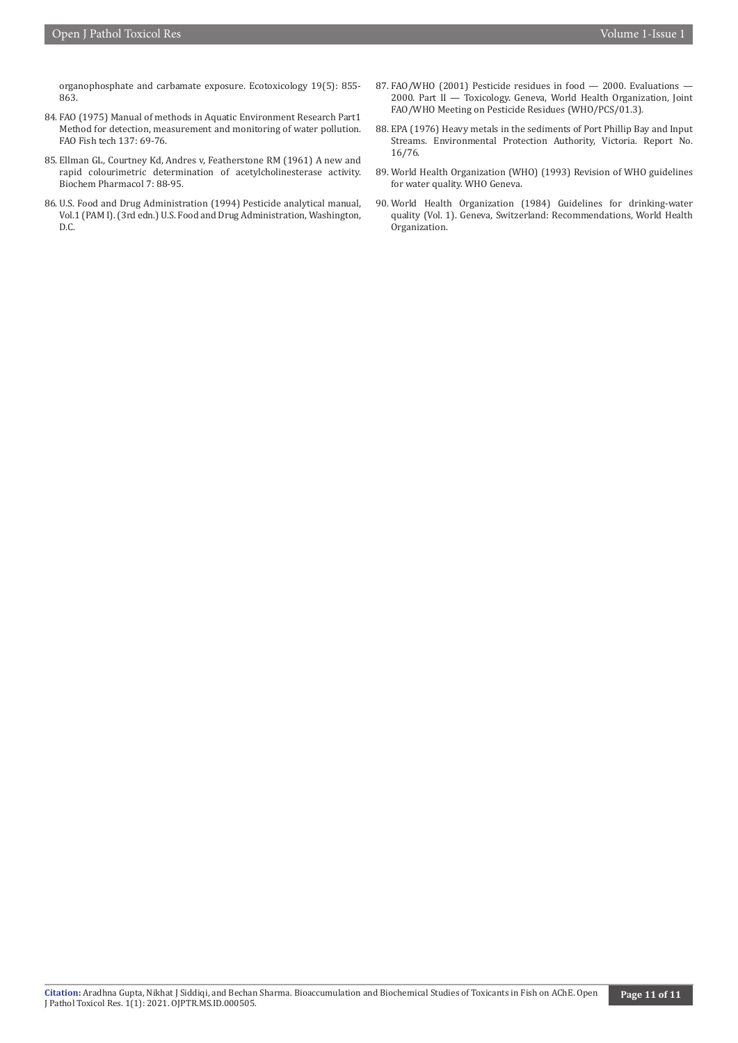organophosphate and carbamate exposure. Ecotoxicology 19(5): 855-863.

84. FAO (1975) Manual of methods in Aquatic Environment Research Part1 Method for detection, measurement and monitoring of water pollution. FAO Fish tech 137: 69-76.

85. Ellman GL, Courtney Kd, Andres v, Featherstone RM (1961) A new and rapid colourimetric determination of acetylcholinesterase activity. Biochem Pharmacol 7: 88-95.

86. U.S. Food and Drug Administration (1994) Pesticide analytical manual, Vol.1 (PAM I). (3rd edn.) U.S. Food and Drug Administration, Washington, D.C.

87. FAO/WHO (2001) Pesticide residues in food — 2000. Evaluations — 2000. Part II — Toxicology. Geneva, World Health Organization, Joint FAO/WHO Meeting on Pesticide Residues (WHO/PCS/01.3).

88. EPA (1976) Heavy metals in the sediments of Port Phillip Bay and Input Streams. Environmental Protection Authority, Victoria. Report No. 16/76.

89. World Health Organization (WHO) (1993) Revision of WHO guidelines for water quality. WHO Geneva.

90. World Health Organization (1984) Guidelines for drinking-water quality (Vol. 1). Geneva, Switzerland: Recommendations, World Health Organization.

**Citation:** Aradhna Gupta, Nikhat J Siddiqi, and Bechan Sharma. Bioaccumulation and Biochemical Studies of Toxicants in Fish on AChE. Open J Pathol Toxicol Res. 1(1): 2021. OJPTR.MS.ID.000505.